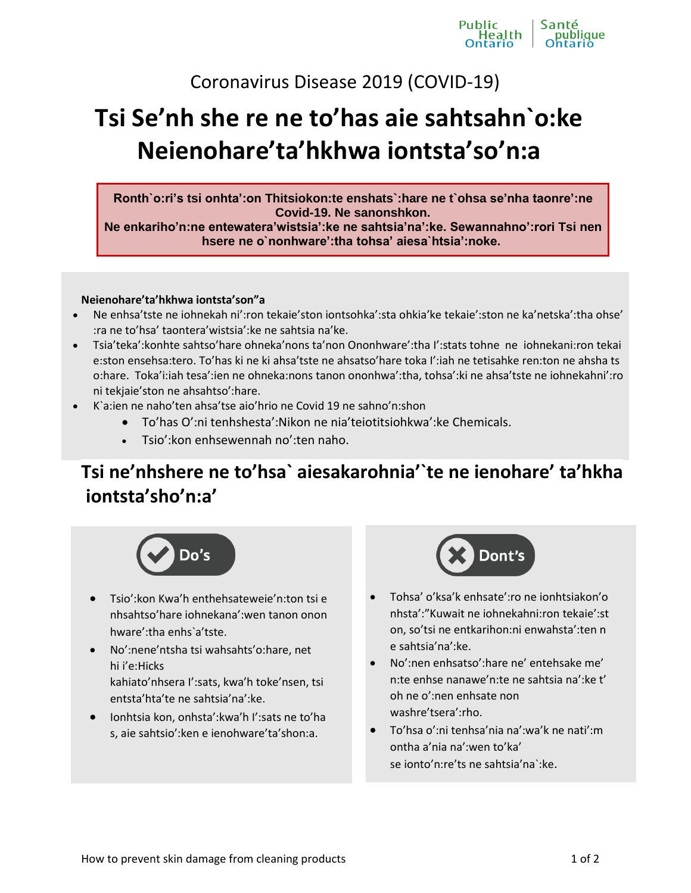Coronavirus Disease 2019 (COVID-19)

# Tsi Se’nh she re ne to’has aie sahtsahn`o:ke Neienohare’ta’hkhwa iontsta’so’n:a

**Ronth`o:ri’s tsi onhta’:on Thitsiokon:te enshats`:hare ne t`ohsa se’nha taonre’:ne Covid-19. Ne sanonshkon.**
**Ne enkariho’n:ne entewatera’wistsia’:ke ne sahtsia’na’:ke. Sewannahno’:rori Tsi nen hsere ne o`nonhware’:tha tohsa’ aiesa`htsia’:noke.**

**Neienohare’ta’hkhwa iontsta’son”a**

- Ne enhsa’tste ne iohnekah ni’:ron tekaie’ston iontsohka’:sta ohkia’ke tekaie’:ston ne ka’netska’:tha ohse’ :ra ne to’hsa’ taontera’wistsia’:ke ne sahtsia na’ke.
- Tsia’teka’:konhte sahtso’hare ohneka’nons ta’non Ononhware’:tha I’:stats tohne ne iohnekani:ron tekai e:ston ensehsa:tero. To’has ki ne ki ahsa’tste ne ahsatso’hare toka I’:iah ne tetisahke ren:ton ne ahsha ts o:hare. Toka’i:iah tesa’:ien ne ohneka:nons tanon ononhwa’:tha, tohsa’:ki ne ahsa’tste ne iohnekahni’:ro ni tekjaie’ston ne ahsahtso’:hare.
- K`a:ien ne naho’ten ahsa’tse aio’hrio ne Covid 19 ne sahno’n:shon
  - To’has O’:ni tenhshesta’:Nikon ne nia’teiotitsiohkwa’:ke Chemicals.
  - Tsio’:kon enhsewennah no’:ten naho.

## Tsi ne’nhshere ne to’hsa` aiesakarohnia’`te ne ienohare’ ta’hkha iontsta’sho’n:a’

**Do’s**

- Tsio’:kon Kwa’h enthehsateweie’n:ton tsi e nhsahtso’hare iohnekana’:wen tanon onon hware’:tha enhs`a’tste.
- No’:nene’ntsha tsi wahsahts’o:hare, net hi i’e:Hicks kahiato’nhsera I’:sats, kwa’h toke’nsen, tsi entsta’hta’te ne sahtsia’na’:ke.
- Ionhtsia kon, onhsta’:kwa’h I’:sats ne to’ha s, aie sahtsio’:ken e ienohware’ta’shon:a.

**Dont’s**

- Tohsa’ o’ksa’k enhsate’:ro ne ionhtsiakon’o nhsta’:”Kuwait ne iohnekahni:ron tekaie’:st on, so’tsi ne entkarihon:ni enwahsta’:ten n e sahtsia’na’:ke.
- No’:nen enhsatso’:hare ne’ entehsake me’ n:te enhse nanawe’n:te ne sahtsia na’:ke t’ oh ne o’:nen enhsate non washre’tsera’:rho.
- To’hsa o’:ni tenhsa’nia na’:wa’k ne nati’:m ontha a’nia na’:wen to’ka’ se ionto’n:re’ts ne sahtsia’na`:ke.

How to prevent skin damage from cleaning products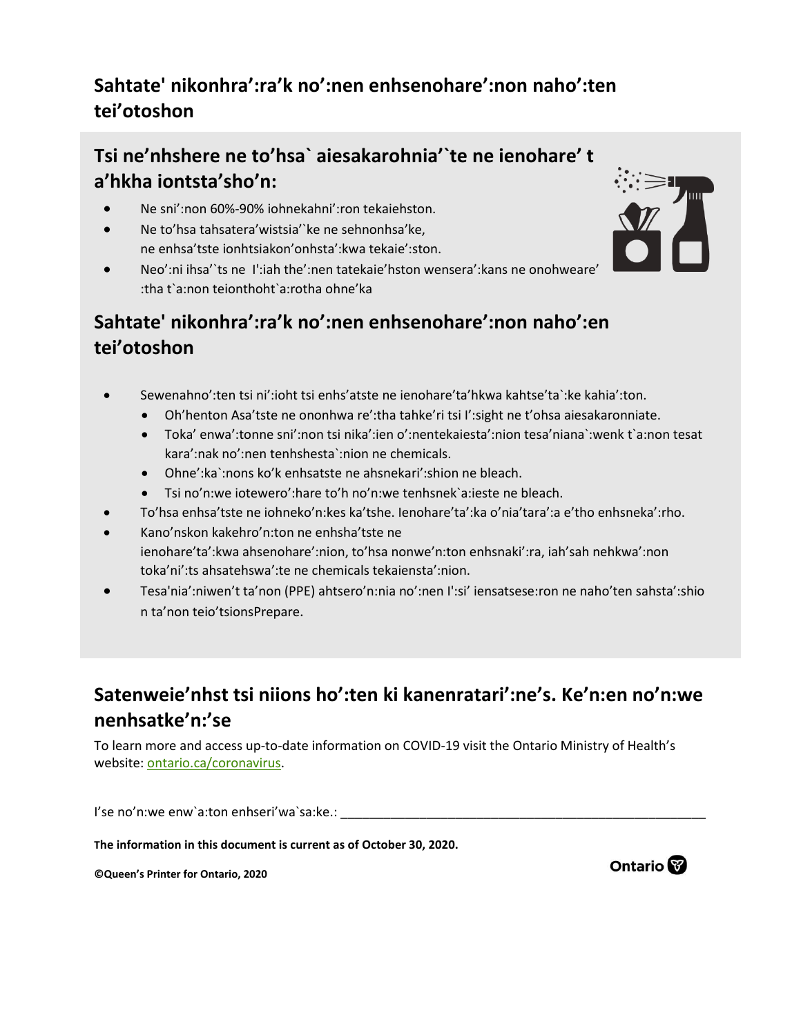## Sahtate' nikonhra’:ra’k no’:nen enhsenohare’:non naho’:ten tei’otoshon

## Tsi ne’nhshere ne to’hsa` aiesakarohnia’`te ne ienohare’ t a’hkha iontsta’sho’n:

- Ne sni’:non 60%-90% iohnekahni’:ron tekaiehston.
- Ne to’hsa tahsatera’wistsia’`ke ne sehnonhsa’ke, ne enhsa’tste ionhtsiakon’onhsta’:kwa tekaie’:ston.
- Neo’:ni ihsa’`ts ne I':iah the’:nen tatekaie’hston wensera’:kans ne onohweare’ :tha t`a:non teionthoht`a:rotha ohne’ka

## Sahtate' nikonhra’:ra’k no’:nen enhsenohare’:non naho’:en tei’otoshon

- Sewenahno’:ten tsi ni’:ioht tsi enhs’atste ne ienohare’ta’hkwa kahtse’ta`:ke kahia’:ton.
  - Oh’henton Asa’tste ne ononhwa re’:tha tahke’ri tsi I’:sight ne t’ohsa aiesakaronniate.
  - Toka’ enwa’:tonne sni’:non tsi nika’:ien o’:nentekaiesta’:nion tesa’niana`:wenk t`a:non tesat kara’:nak no’:nen tenhshesta`:nion ne chemicals.
  - Ohne’:ka`:nons ko’k enhsatste ne ahsnekari’:shion ne bleach.
  - Tsi no’n:we iotewero’:hare to’h no’n:we tenhsnek`a:ieste ne bleach.
- To’hsa enhsa’tste ne iohneko’n:kes ka’tshe. Ienohare’ta’:ka o’nia’tara’:a e’tho enhsneka’:rho.
- Kano’nskon kakehro’n:ton ne enhsha’tste ne ienohare’ta’:kwa ahsenohare’:nion, to’hsa nonwe’n:ton enhsnaki’:ra, iah’sah nehkwa’:non toka’ni’:ts ahsatehswa’:te ne chemicals tekaiensta’:nion.
- Tesa'nia’:niwen’t ta’non (PPE) ahtsero’n:nia no’:nen I':si’ iensatsese:ron ne naho’ten sahsta’:shio n ta’non teio’tsionsPrepare.

## Satenweie’nhst tsi niions ho’:ten ki kanenratari’:ne’s. Ke’n:en no’n:we nenhsatke’n:’se

To learn more and access up-to-date information on COVID-19 visit the Ontario Ministry of Health’s website: [ontario.ca/coronavirus](ontario.ca/coronavirus).

I’se no’n:we enw`a:ton enhseri’wa`sa:ke.: ____________________________________________________

**The information in this document is current as of October 30, 2020.**

**©Queen’s Printer for Ontario, 2020**

Ontario